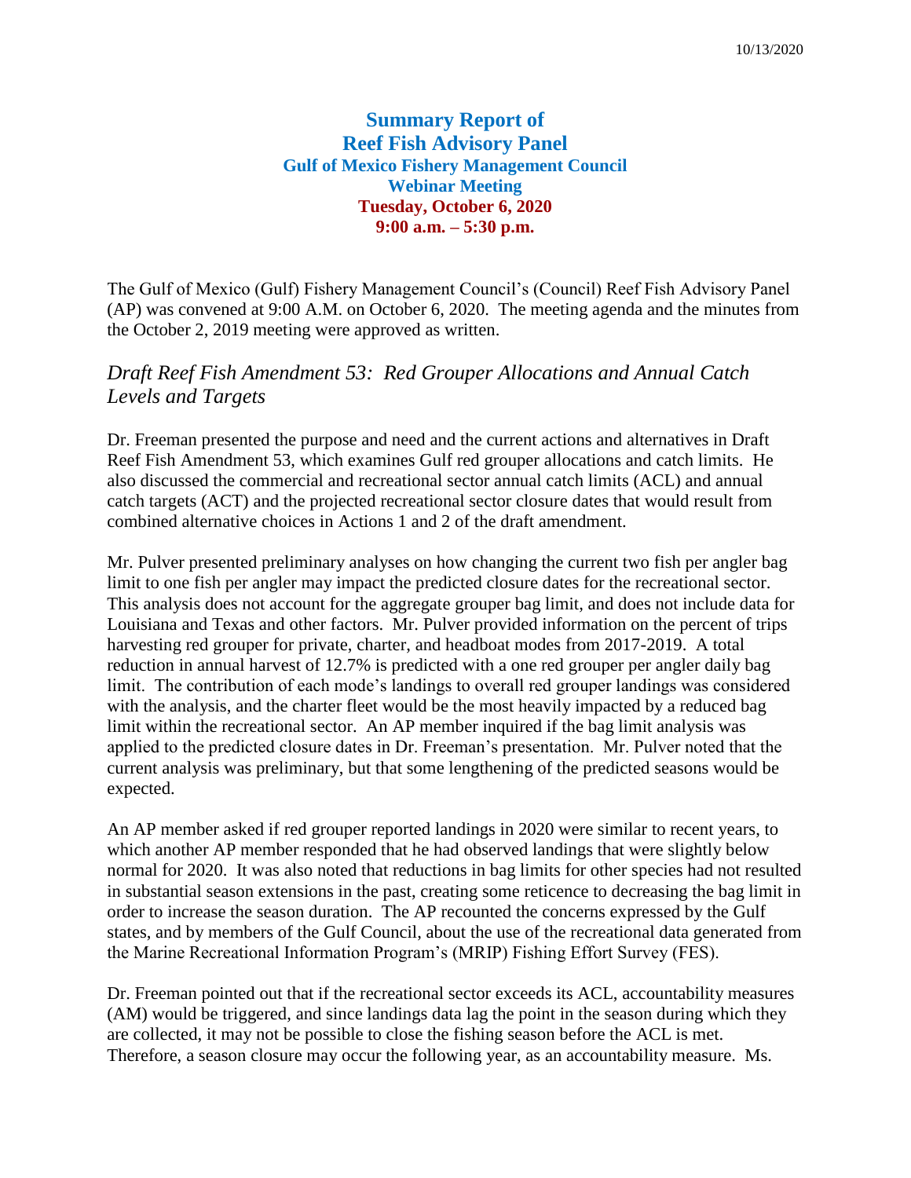# Summary Report of
# Reef Fish Advisory Panel
## Gulf of Mexico Fishery Management Council
## Webinar Meeting
## Tuesday, October 6, 2020
## 9:00 a.m. – 5:30 p.m.

The Gulf of Mexico (Gulf) Fishery Management Council's (Council) Reef Fish Advisory Panel (AP) was convened at 9:00 A.M. on October 6, 2020. The meeting agenda and the minutes from the October 2, 2019 meeting were approved as written.

### *Draft Reef Fish Amendment 53: Red Grouper Allocations and Annual Catch Levels and Targets*

Dr. Freeman presented the purpose and need and the current actions and alternatives in Draft Reef Fish Amendment 53, which examines Gulf red grouper allocations and catch limits. He also discussed the commercial and recreational sector annual catch limits (ACL) and annual catch targets (ACT) and the projected recreational sector closure dates that would result from combined alternative choices in Actions 1 and 2 of the draft amendment.

Mr. Pulver presented preliminary analyses on how changing the current two fish per angler bag limit to one fish per angler may impact the predicted closure dates for the recreational sector. This analysis does not account for the aggregate grouper bag limit, and does not include data for Louisiana and Texas and other factors. Mr. Pulver provided information on the percent of trips harvesting red grouper for private, charter, and headboat modes from 2017-2019. A total reduction in annual harvest of 12.7% is predicted with a one red grouper per angler daily bag limit. The contribution of each mode's landings to overall red grouper landings was considered with the analysis, and the charter fleet would be the most heavily impacted by a reduced bag limit within the recreational sector. An AP member inquired if the bag limit analysis was applied to the predicted closure dates in Dr. Freeman's presentation. Mr. Pulver noted that the current analysis was preliminary, but that some lengthening of the predicted seasons would be expected.

An AP member asked if red grouper reported landings in 2020 were similar to recent years, to which another AP member responded that he had observed landings that were slightly below normal for 2020. It was also noted that reductions in bag limits for other species had not resulted in substantial season extensions in the past, creating some reticence to decreasing the bag limit in order to increase the season duration. The AP recounted the concerns expressed by the Gulf states, and by members of the Gulf Council, about the use of the recreational data generated from the Marine Recreational Information Program's (MRIP) Fishing Effort Survey (FES).

Dr. Freeman pointed out that if the recreational sector exceeds its ACL, accountability measures (AM) would be triggered, and since landings data lag the point in the season during which they are collected, it may not be possible to close the fishing season before the ACL is met. Therefore, a season closure may occur the following year, as an accountability measure. Ms.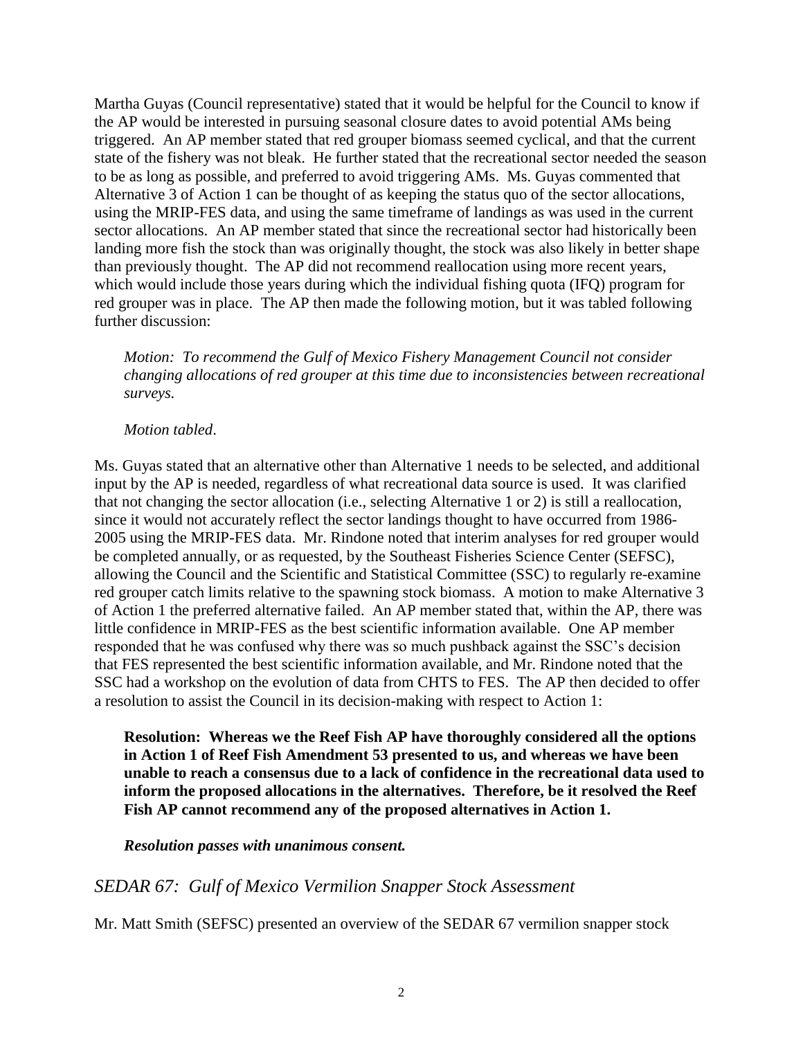Martha Guyas (Council representative) stated that it would be helpful for the Council to know if the AP would be interested in pursuing seasonal closure dates to avoid potential AMs being triggered. An AP member stated that red grouper biomass seemed cyclical, and that the current state of the fishery was not bleak. He further stated that the recreational sector needed the season to be as long as possible, and preferred to avoid triggering AMs. Ms. Guyas commented that Alternative 3 of Action 1 can be thought of as keeping the status quo of the sector allocations, using the MRIP-FES data, and using the same timeframe of landings as was used in the current sector allocations. An AP member stated that since the recreational sector had historically been landing more fish the stock than was originally thought, the stock was also likely in better shape than previously thought. The AP did not recommend reallocation using more recent years, which would include those years during which the individual fishing quota (IFQ) program for red grouper was in place. The AP then made the following motion, but it was tabled following further discussion:

> *Motion: To recommend the Gulf of Mexico Fishery Management Council not consider changing allocations of red grouper at this time due to inconsistencies between recreational surveys.*
>
> *Motion tabled*.

Ms. Guyas stated that an alternative other than Alternative 1 needs to be selected, and additional input by the AP is needed, regardless of what recreational data source is used. It was clarified that not changing the sector allocation (i.e., selecting Alternative 1 or 2) is still a reallocation, since it would not accurately reflect the sector landings thought to have occurred from 1986-2005 using the MRIP-FES data. Mr. Rindone noted that interim analyses for red grouper would be completed annually, or as requested, by the Southeast Fisheries Science Center (SEFSC), allowing the Council and the Scientific and Statistical Committee (SSC) to regularly re-examine red grouper catch limits relative to the spawning stock biomass. A motion to make Alternative 3 of Action 1 the preferred alternative failed. An AP member stated that, within the AP, there was little confidence in MRIP-FES as the best scientific information available. One AP member responded that he was confused why there was so much pushback against the SSC's decision that FES represented the best scientific information available, and Mr. Rindone noted that the SSC had a workshop on the evolution of data from CHTS to FES. The AP then decided to offer a resolution to assist the Council in its decision-making with respect to Action 1:

> **Resolution: Whereas we the Reef Fish AP have thoroughly considered all the options in Action 1 of Reef Fish Amendment 53 presented to us, and whereas we have been unable to reach a consensus due to a lack of confidence in the recreational data used to inform the proposed allocations in the alternatives. Therefore, be it resolved the Reef Fish AP cannot recommend any of the proposed alternatives in Action 1.**
>
> ***Resolution passes with unanimous consent.***

## *SEDAR 67: Gulf of Mexico Vermilion Snapper Stock Assessment*

Mr. Matt Smith (SEFSC) presented an overview of the SEDAR 67 vermilion snapper stock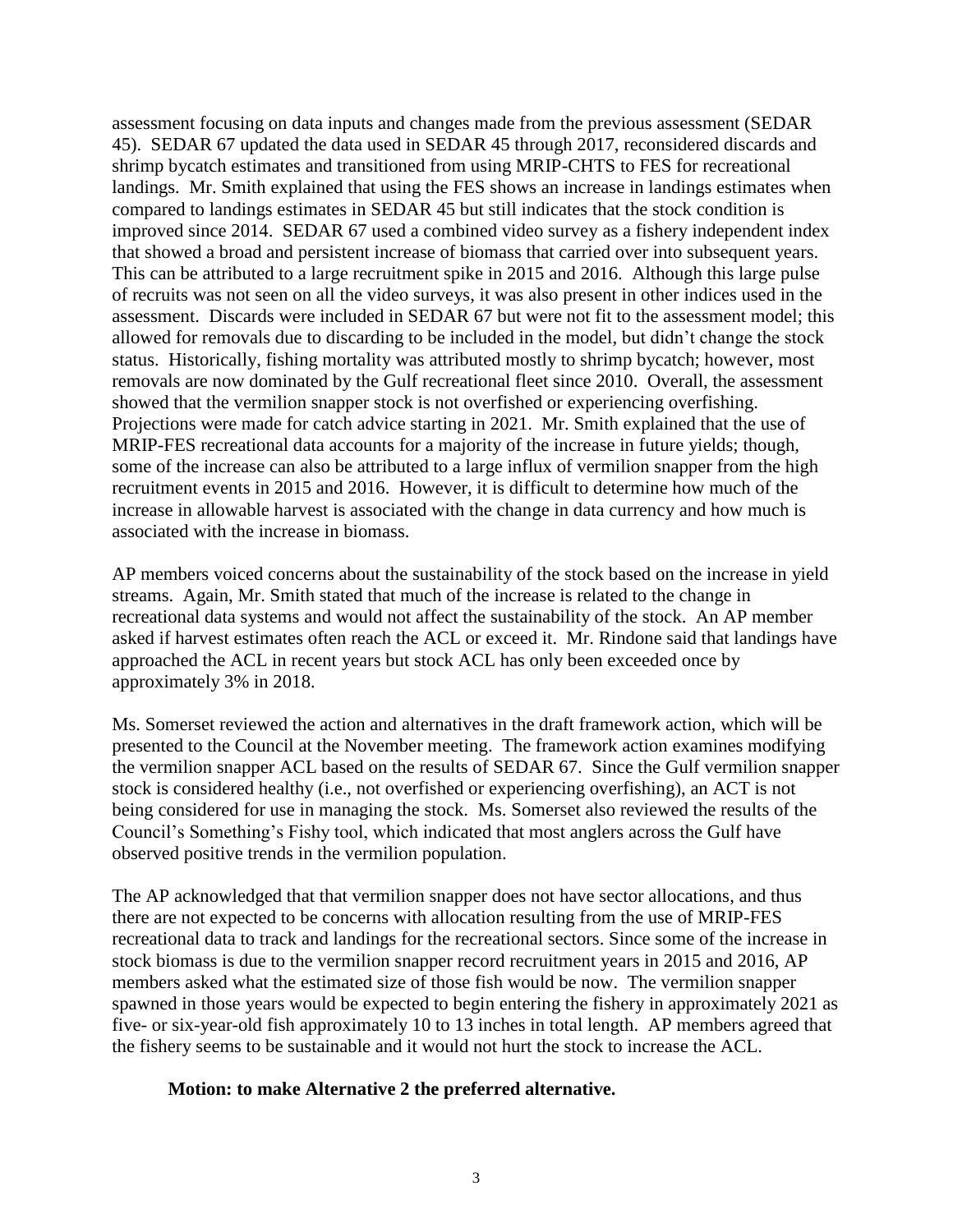assessment focusing on data inputs and changes made from the previous assessment (SEDAR 45). SEDAR 67 updated the data used in SEDAR 45 through 2017, reconsidered discards and shrimp bycatch estimates and transitioned from using MRIP-CHTS to FES for recreational landings. Mr. Smith explained that using the FES shows an increase in landings estimates when compared to landings estimates in SEDAR 45 but still indicates that the stock condition is improved since 2014. SEDAR 67 used a combined video survey as a fishery independent index that showed a broad and persistent increase of biomass that carried over into subsequent years. This can be attributed to a large recruitment spike in 2015 and 2016. Although this large pulse of recruits was not seen on all the video surveys, it was also present in other indices used in the assessment. Discards were included in SEDAR 67 but were not fit to the assessment model; this allowed for removals due to discarding to be included in the model, but didn't change the stock status. Historically, fishing mortality was attributed mostly to shrimp bycatch; however, most removals are now dominated by the Gulf recreational fleet since 2010. Overall, the assessment showed that the vermilion snapper stock is not overfished or experiencing overfishing. Projections were made for catch advice starting in 2021. Mr. Smith explained that the use of MRIP-FES recreational data accounts for a majority of the increase in future yields; though, some of the increase can also be attributed to a large influx of vermilion snapper from the high recruitment events in 2015 and 2016. However, it is difficult to determine how much of the increase in allowable harvest is associated with the change in data currency and how much is associated with the increase in biomass.

AP members voiced concerns about the sustainability of the stock based on the increase in yield streams. Again, Mr. Smith stated that much of the increase is related to the change in recreational data systems and would not affect the sustainability of the stock. An AP member asked if harvest estimates often reach the ACL or exceed it. Mr. Rindone said that landings have approached the ACL in recent years but stock ACL has only been exceeded once by approximately 3% in 2018.

Ms. Somerset reviewed the action and alternatives in the draft framework action, which will be presented to the Council at the November meeting. The framework action examines modifying the vermilion snapper ACL based on the results of SEDAR 67. Since the Gulf vermilion snapper stock is considered healthy (i.e., not overfished or experiencing overfishing), an ACT is not being considered for use in managing the stock. Ms. Somerset also reviewed the results of the Council's Something's Fishy tool, which indicated that most anglers across the Gulf have observed positive trends in the vermilion population.

The AP acknowledged that that vermilion snapper does not have sector allocations, and thus there are not expected to be concerns with allocation resulting from the use of MRIP-FES recreational data to track and landings for the recreational sectors. Since some of the increase in stock biomass is due to the vermilion snapper record recruitment years in 2015 and 2016, AP members asked what the estimated size of those fish would be now. The vermilion snapper spawned in those years would be expected to begin entering the fishery in approximately 2021 as five- or six-year-old fish approximately 10 to 13 inches in total length. AP members agreed that the fishery seems to be sustainable and it would not hurt the stock to increase the ACL.

**Motion: to make Alternative 2 the preferred alternative.**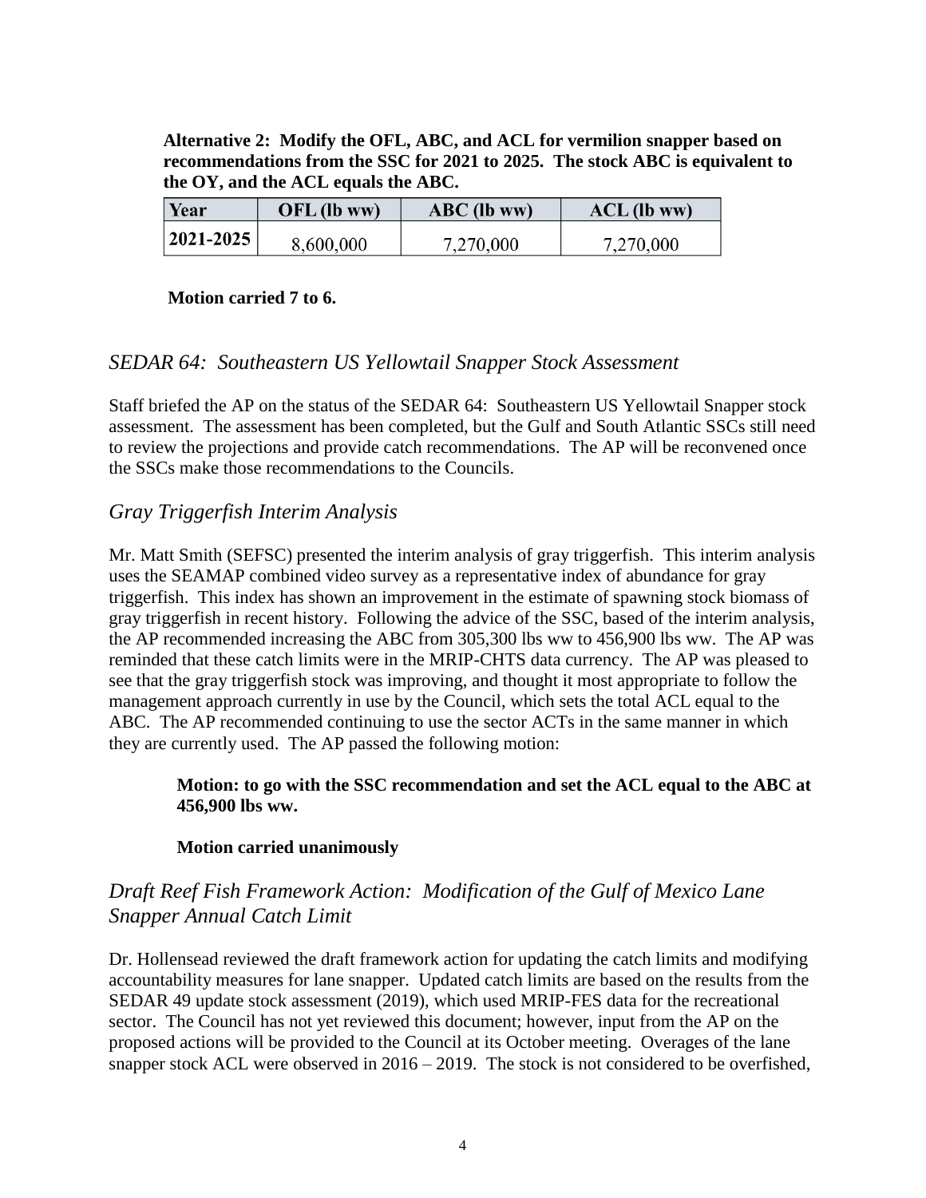**Alternative 2: Modify the OFL, ABC, and ACL for vermilion snapper based on recommendations from the SSC for 2021 to 2025. The stock ABC is equivalent to the OY, and the ACL equals the ABC.**

| Year | OFL (lb ww) | ABC (lb ww) | ACL (lb ww) |
|---|---|---|---|
| 2021-2025 | 8,600,000 | 7,270,000 | 7,270,000 |

**Motion carried 7 to 6.**

## *SEDAR 64: Southeastern US Yellowtail Snapper Stock Assessment*

Staff briefed the AP on the status of the SEDAR 64: Southeastern US Yellowtail Snapper stock assessment. The assessment has been completed, but the Gulf and South Atlantic SSCs still need to review the projections and provide catch recommendations. The AP will be reconvened once the SSCs make those recommendations to the Councils.

## *Gray Triggerfish Interim Analysis*

Mr. Matt Smith (SEFSC) presented the interim analysis of gray triggerfish. This interim analysis uses the SEAMAP combined video survey as a representative index of abundance for gray triggerfish. This index has shown an improvement in the estimate of spawning stock biomass of gray triggerfish in recent history. Following the advice of the SSC, based of the interim analysis, the AP recommended increasing the ABC from 305,300 lbs ww to 456,900 lbs ww. The AP was reminded that these catch limits were in the MRIP-CHTS data currency. The AP was pleased to see that the gray triggerfish stock was improving, and thought it most appropriate to follow the management approach currently in use by the Council, which sets the total ACL equal to the ABC. The AP recommended continuing to use the sector ACTs in the same manner in which they are currently used. The AP passed the following motion:

> **Motion: to go with the SSC recommendation and set the ACL equal to the ABC at 456,900 lbs ww.**
>
> **Motion carried unanimously**

## *Draft Reef Fish Framework Action: Modification of the Gulf of Mexico Lane Snapper Annual Catch Limit*

Dr. Hollensead reviewed the draft framework action for updating the catch limits and modifying accountability measures for lane snapper. Updated catch limits are based on the results from the SEDAR 49 update stock assessment (2019), which used MRIP-FES data for the recreational sector. The Council has not yet reviewed this document; however, input from the AP on the proposed actions will be provided to the Council at its October meeting. Overages of the lane snapper stock ACL were observed in 2016 – 2019. The stock is not considered to be overfished,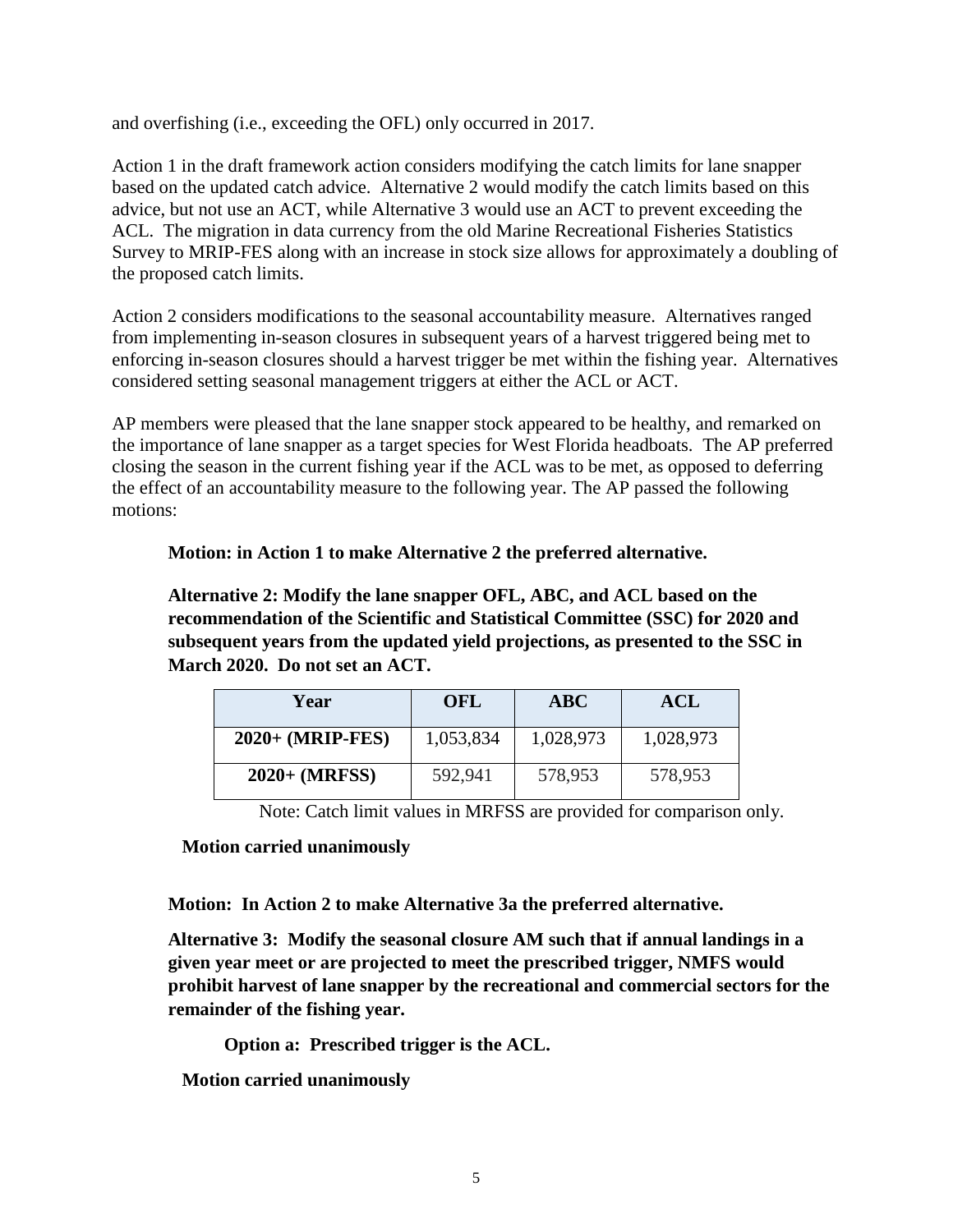and overfishing (i.e., exceeding the OFL) only occurred in 2017.

Action 1 in the draft framework action considers modifying the catch limits for lane snapper based on the updated catch advice. Alternative 2 would modify the catch limits based on this advice, but not use an ACT, while Alternative 3 would use an ACT to prevent exceeding the ACL. The migration in data currency from the old Marine Recreational Fisheries Statistics Survey to MRIP-FES along with an increase in stock size allows for approximately a doubling of the proposed catch limits.

Action 2 considers modifications to the seasonal accountability measure. Alternatives ranged from implementing in-season closures in subsequent years of a harvest triggered being met to enforcing in-season closures should a harvest trigger be met within the fishing year. Alternatives considered setting seasonal management triggers at either the ACL or ACT.

AP members were pleased that the lane snapper stock appeared to be healthy, and remarked on the importance of lane snapper as a target species for West Florida headboats. The AP preferred closing the season in the current fishing year if the ACL was to be met, as opposed to deferring the effect of an accountability measure to the following year. The AP passed the following motions:

**Motion: in Action 1 to make Alternative 2 the preferred alternative.**

**Alternative 2: Modify the lane snapper OFL, ABC, and ACL based on the recommendation of the Scientific and Statistical Committee (SSC) for 2020 and subsequent years from the updated yield projections, as presented to the SSC in March 2020. Do not set an ACT.**

| Year | OFL | ABC | ACL |
|---|---|---|---|
| **2020+ (MRIP-FES)** | 1,053,834 | 1,028,973 | 1,028,973 |
| **2020+ (MRFSS)** | 592,941 | 578,953 | 578,953 |

Note: Catch limit values in MRFSS are provided for comparison only.

**Motion carried unanimously**

**Motion: In Action 2 to make Alternative 3a the preferred alternative.**

**Alternative 3: Modify the seasonal closure AM such that if annual landings in a given year meet or are projected to meet the prescribed trigger, NMFS would prohibit harvest of lane snapper by the recreational and commercial sectors for the remainder of the fishing year.**

**Option a: Prescribed trigger is the ACL.**

**Motion carried unanimously**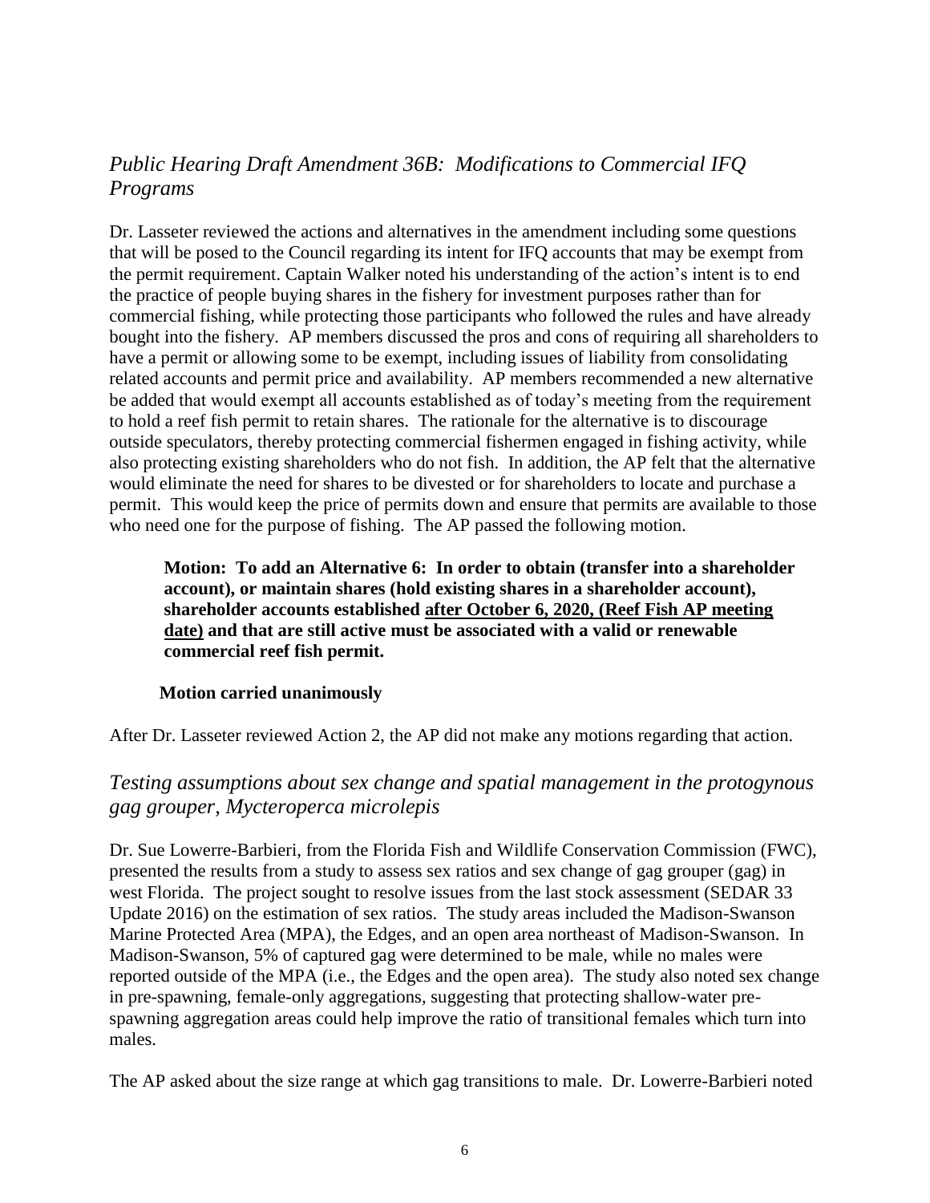## *Public Hearing Draft Amendment 36B: Modifications to Commercial IFQ Programs*

Dr. Lasseter reviewed the actions and alternatives in the amendment including some questions that will be posed to the Council regarding its intent for IFQ accounts that may be exempt from the permit requirement. Captain Walker noted his understanding of the action's intent is to end the practice of people buying shares in the fishery for investment purposes rather than for commercial fishing, while protecting those participants who followed the rules and have already bought into the fishery. AP members discussed the pros and cons of requiring all shareholders to have a permit or allowing some to be exempt, including issues of liability from consolidating related accounts and permit price and availability. AP members recommended a new alternative be added that would exempt all accounts established as of today's meeting from the requirement to hold a reef fish permit to retain shares. The rationale for the alternative is to discourage outside speculators, thereby protecting commercial fishermen engaged in fishing activity, while also protecting existing shareholders who do not fish. In addition, the AP felt that the alternative would eliminate the need for shares to be divested or for shareholders to locate and purchase a permit. This would keep the price of permits down and ensure that permits are available to those who need one for the purpose of fishing. The AP passed the following motion.

> **Motion: To add an Alternative 6: In order to obtain (transfer into a shareholder account), or maintain shares (hold existing shares in a shareholder account), shareholder accounts established <u>after October 6, 2020, (Reef Fish AP meeting date)</u> and that are still active must be associated with a valid or renewable commercial reef fish permit.**
>
> **Motion carried unanimously**

After Dr. Lasseter reviewed Action 2, the AP did not make any motions regarding that action.

## *Testing assumptions about sex change and spatial management in the protogynous gag grouper, Mycteroperca microlepis*

Dr. Sue Lowerre-Barbieri, from the Florida Fish and Wildlife Conservation Commission (FWC), presented the results from a study to assess sex ratios and sex change of gag grouper (gag) in west Florida. The project sought to resolve issues from the last stock assessment (SEDAR 33 Update 2016) on the estimation of sex ratios. The study areas included the Madison-Swanson Marine Protected Area (MPA), the Edges, and an open area northeast of Madison-Swanson. In Madison-Swanson, 5% of captured gag were determined to be male, while no males were reported outside of the MPA (i.e., the Edges and the open area). The study also noted sex change in pre-spawning, female-only aggregations, suggesting that protecting shallow-water pre-spawning aggregation areas could help improve the ratio of transitional females which turn into males.

The AP asked about the size range at which gag transitions to male. Dr. Lowerre-Barbieri noted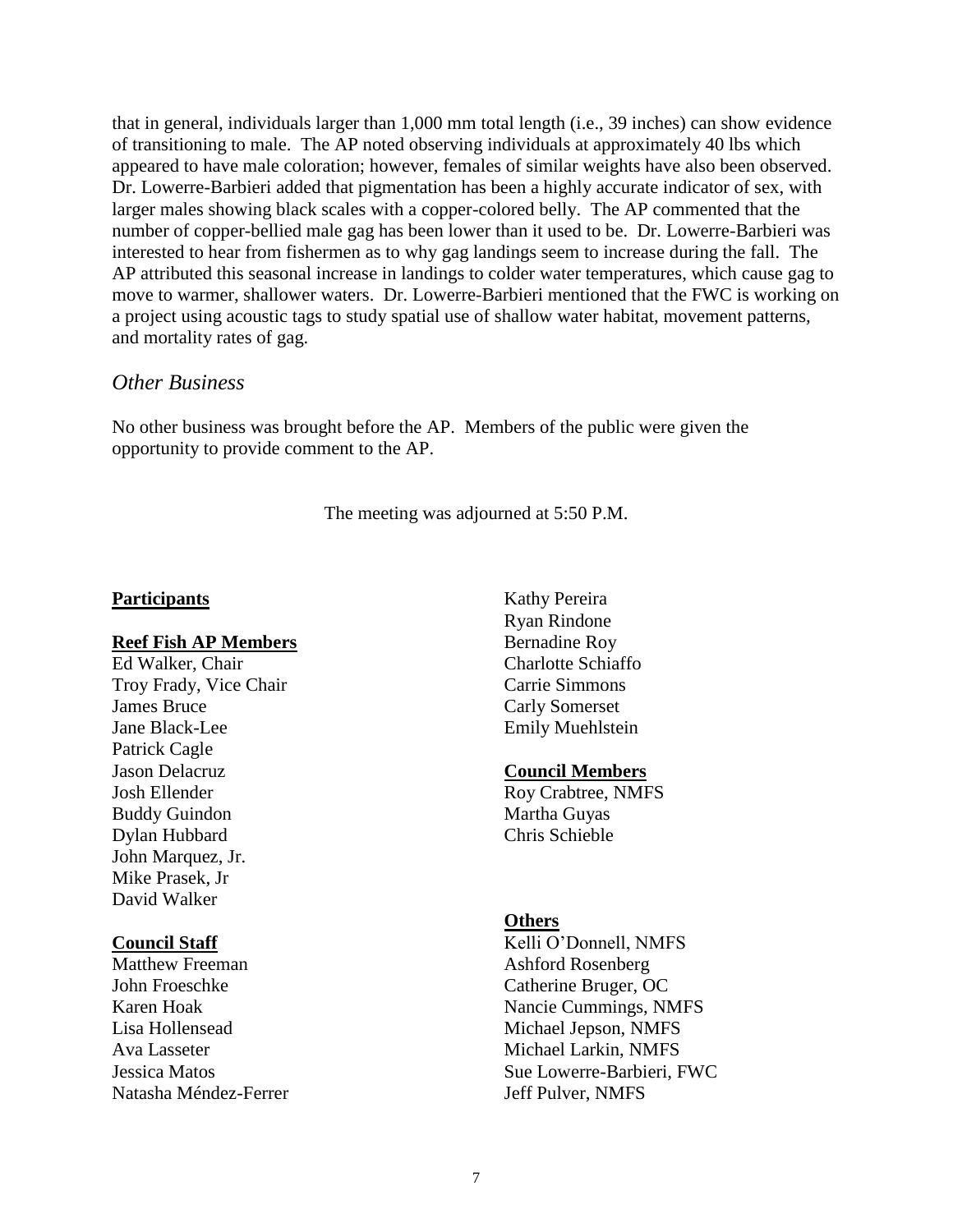that in general, individuals larger than 1,000 mm total length (i.e., 39 inches) can show evidence of transitioning to male. The AP noted observing individuals at approximately 40 lbs which appeared to have male coloration; however, females of similar weights have also been observed. Dr. Lowerre-Barbieri added that pigmentation has been a highly accurate indicator of sex, with larger males showing black scales with a copper-colored belly. The AP commented that the number of copper-bellied male gag has been lower than it used to be. Dr. Lowerre-Barbieri was interested to hear from fishermen as to why gag landings seem to increase during the fall. The AP attributed this seasonal increase in landings to colder water temperatures, which cause gag to move to warmer, shallower waters. Dr. Lowerre-Barbieri mentioned that the FWC is working on a project using acoustic tags to study spatial use of shallow water habitat, movement patterns, and mortality rates of gag.

## *Other Business*

No other business was brought before the AP. Members of the public were given the opportunity to provide comment to the AP.

The meeting was adjourned at 5:50 P.M.

**Participants**

**Reef Fish AP Members**

Ed Walker, Chair
Troy Frady, Vice Chair
James Bruce
Jane Black-Lee
Patrick Cagle
Jason Delacruz
Josh Ellender
Buddy Guindon
Dylan Hubbard
John Marquez, Jr.
Mike Prasek, Jr
David Walker

**Council Staff**

Matthew Freeman
John Froeschke
Karen Hoak
Lisa Hollensead
Ava Lasseter
Jessica Matos
Natasha Méndez-Ferrer
Kathy Pereira
Ryan Rindone
Bernadine Roy
Charlotte Schiaffo
Carrie Simmons
Carly Somerset
Emily Muehlstein

**Council Members**

Roy Crabtree, NMFS
Martha Guyas
Chris Schieble

**Others**

Kelli O'Donnell, NMFS
Ashford Rosenberg
Catherine Bruger, OC
Nancie Cummings, NMFS
Michael Jepson, NMFS
Michael Larkin, NMFS
Sue Lowerre-Barbieri, FWC
Jeff Pulver, NMFS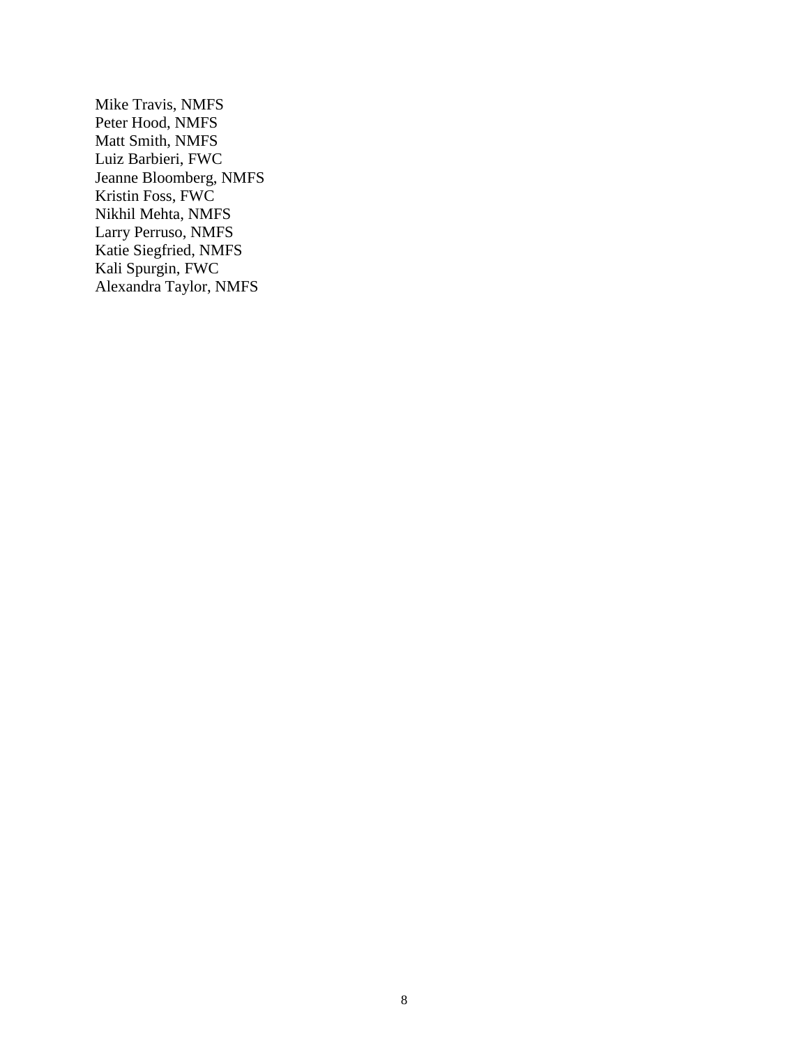Mike Travis, NMFS
Peter Hood, NMFS
Matt Smith, NMFS
Luiz Barbieri, FWC
Jeanne Bloomberg, NMFS
Kristin Foss, FWC
Nikhil Mehta, NMFS
Larry Perruso, NMFS
Katie Siegfried, NMFS
Kali Spurgin, FWC
Alexandra Taylor, NMFS